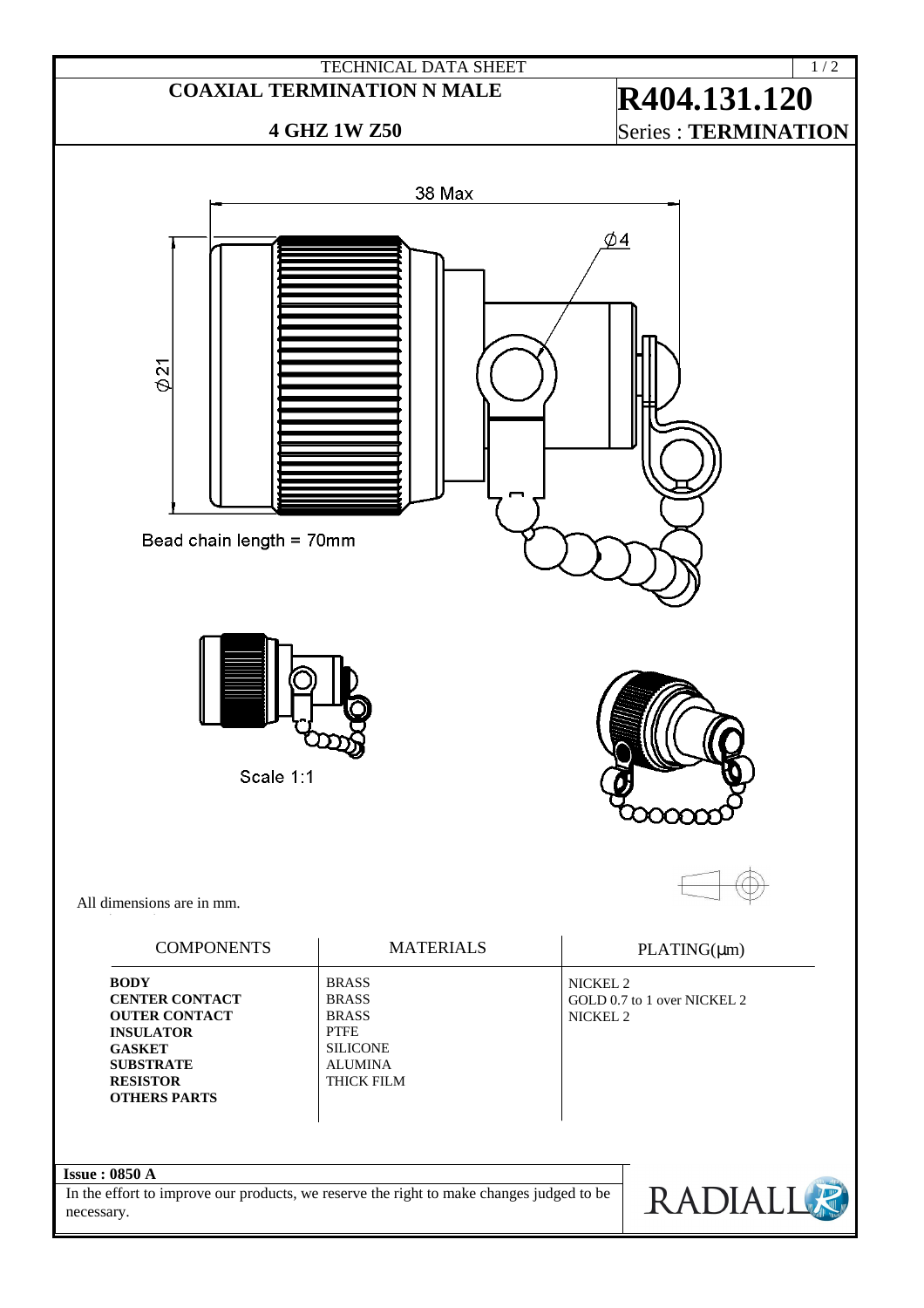TECHNICAL DATA SHEET

# COAXIAL TERMINATION N MALE

## 4 GHZ 1W Z50

# R404.131.120

Series : **TERMINATION**

38 Max

Ø4

Ø21

Bead chain length = 70mm

Scale 1:1

All dimensions are in mm.

| COMPONENTS | MATERIALS | PLATING(µm) |
|---|---|---|
| **BODY** | BRASS | NICKEL 2 |
| **CENTER CONTACT** | BRASS | GOLD 0.7 to 1 over NICKEL 2 |
| **OUTER CONTACT** | BRASS | NICKEL 2 |
| **INSULATOR** | PTFE | |
| **GASKET** | SILICONE | |
| **SUBSTRATE** | ALUMINA | |
| **RESISTOR** | THICK FILM | |
| **OTHERS PARTS** | | |

**Issue : 0850 A**

In the effort to improve our products, we reserve the right to make changes judged to be necessary.

RADIALL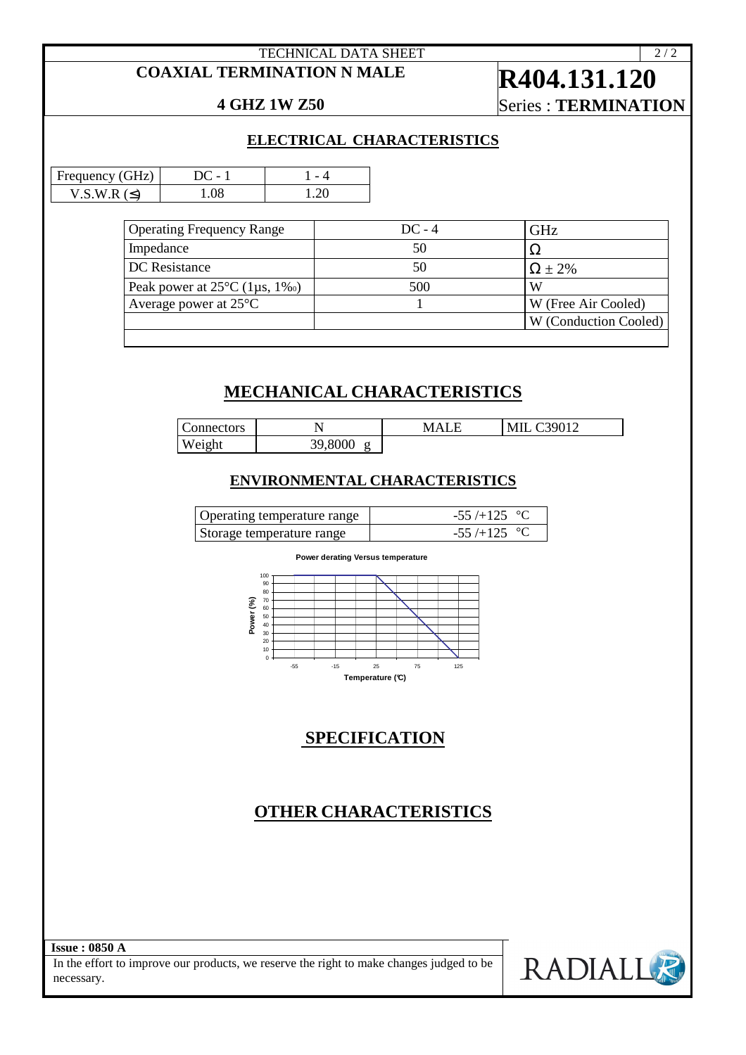TECHNICAL DATA SHEET

# COAXIAL TERMINATION N MALE

**4 GHZ 1W Z50**

# R404.131.120

Series : **TERMINATION**

## ELECTRICAL CHARACTERISTICS

| | | |
|---|---|---|
| Frequency (GHz) | DC - 1 | 1 - 4 |
| V.S.W.R (≤) | 1.08 | 1.20 |

| | | |
|---|---|---|
| Operating Frequency Range | DC - 4 | GHz |
| Impedance | 50 | Ω |
| DC Resistance | 50 | Ω ± 2% |
| Peak power at 25°C (1µs, 1‰) | 500 | W |
| Average power at 25°C | 1 | W (Free Air Cooled) |
| | | W (Conduction Cooled) |

## MECHANICAL CHARACTERISTICS

| | | | |
|---|---|---|---|
| Connectors | N | MALE | MIL C39012 |
| Weight | 39,8000 g | | |

## ENVIRONMENTAL CHARACTERISTICS

| | |
|---|---|
| Operating temperature range | -55 /+125 °C |
| Storage temperature range | -55 /+125 °C |

Power derating Versus temperature

Power (%)

100
90
80
70
60
50
40
30
20
10
0

-55
-15
25
75
125

Temperature (°C)

## SPECIFICATION

## OTHER CHARACTERISTICS

**Issue : 0850 A**

In the effort to improve our products, we reserve the right to make changes judged to be necessary.

RADIALL